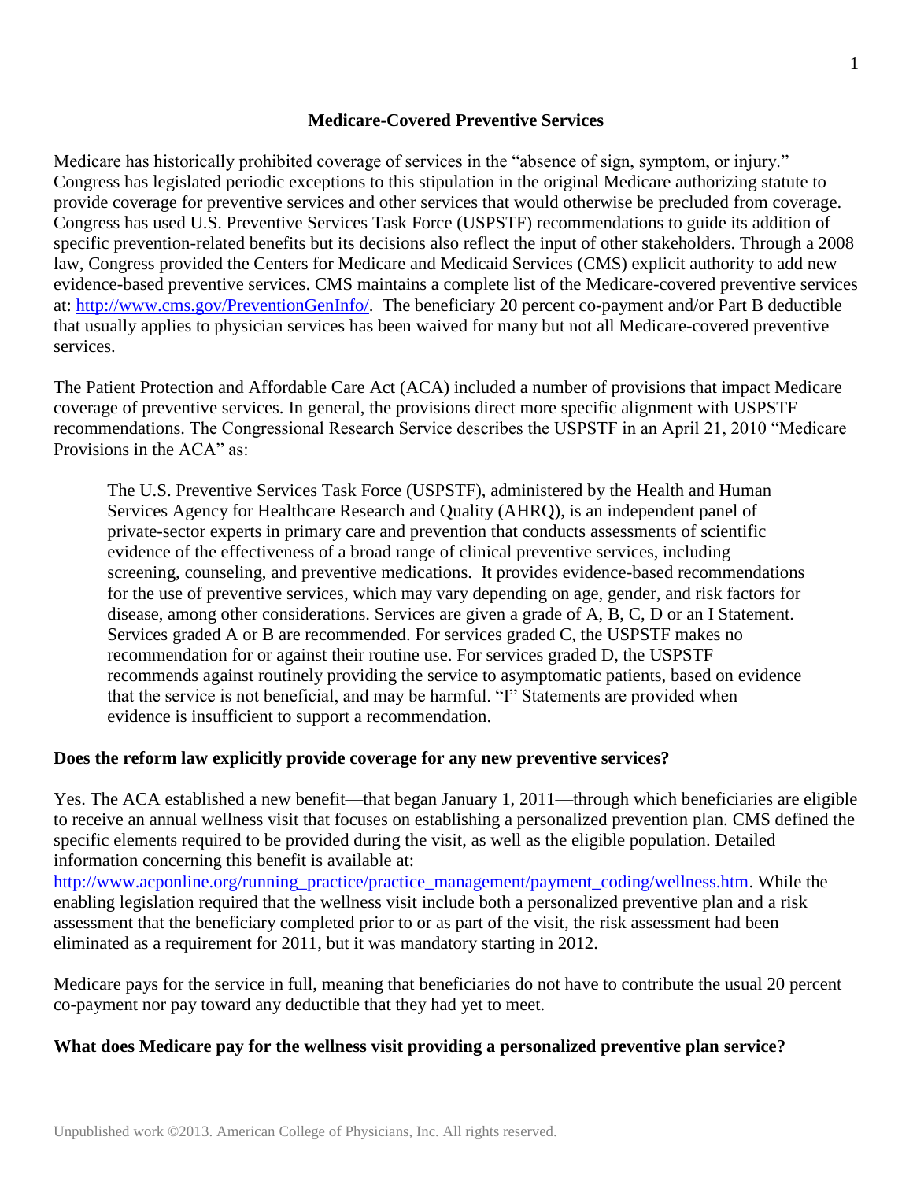# Medicare-Covered Preventive Services

Medicare has historically prohibited coverage of services in the "absence of sign, symptom, or injury." Congress has legislated periodic exceptions to this stipulation in the original Medicare authorizing statute to provide coverage for preventive services and other services that would otherwise be precluded from coverage. Congress has used U.S. Preventive Services Task Force (USPSTF) recommendations to guide its addition of specific prevention-related benefits but its decisions also reflect the input of other stakeholders. Through a 2008 law, Congress provided the Centers for Medicare and Medicaid Services (CMS) explicit authority to add new evidence-based preventive services. CMS maintains a complete list of the Medicare-covered preventive services at: [http://www.cms.gov/PreventionGenInfo/](http://www.cms.gov/PreventionGenInfo/). The beneficiary 20 percent co-payment and/or Part B deductible that usually applies to physician services has been waived for many but not all Medicare-covered preventive services.

The Patient Protection and Affordable Care Act (ACA) included a number of provisions that impact Medicare coverage of preventive services. In general, the provisions direct more specific alignment with USPSTF recommendations. The Congressional Research Service describes the USPSTF in an April 21, 2010 "Medicare Provisions in the ACA" as:

> The U.S. Preventive Services Task Force (USPSTF), administered by the Health and Human Services Agency for Healthcare Research and Quality (AHRQ), is an independent panel of private-sector experts in primary care and prevention that conducts assessments of scientific evidence of the effectiveness of a broad range of clinical preventive services, including screening, counseling, and preventive medications. It provides evidence-based recommendations for the use of preventive services, which may vary depending on age, gender, and risk factors for disease, among other considerations. Services are given a grade of A, B, C, D or an I Statement. Services graded A or B are recommended. For services graded C, the USPSTF makes no recommendation for or against their routine use. For services graded D, the USPSTF recommends against routinely providing the service to asymptomatic patients, based on evidence that the service is not beneficial, and may be harmful. "I" Statements are provided when evidence is insufficient to support a recommendation.

**Does the reform law explicitly provide coverage for any new preventive services?**

Yes. The ACA established a new benefit—that began January 1, 2011—through which beneficiaries are eligible to receive an annual wellness visit that focuses on establishing a personalized prevention plan. CMS defined the specific elements required to be provided during the visit, as well as the eligible population. Detailed information concerning this benefit is available at: [http://www.acponline.org/running_practice/practice_management/payment_coding/wellness.htm](http://www.acponline.org/running_practice/practice_management/payment_coding/wellness.htm). While the enabling legislation required that the wellness visit include both a personalized preventive plan and a risk assessment that the beneficiary completed prior to or as part of the visit, the risk assessment had been eliminated as a requirement for 2011, but it was mandatory starting in 2012.

Medicare pays for the service in full, meaning that beneficiaries do not have to contribute the usual 20 percent co-payment nor pay toward any deductible that they had yet to meet.

**What does Medicare pay for the wellness visit providing a personalized preventive plan service?**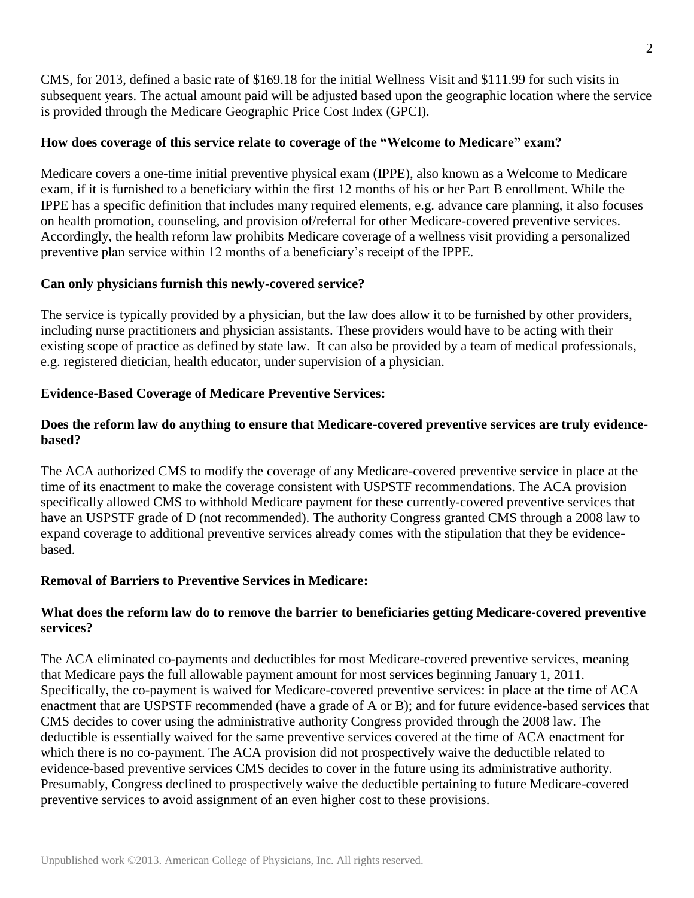CMS, for 2013, defined a basic rate of $169.18 for the initial Wellness Visit and $111.99 for such visits in subsequent years. The actual amount paid will be adjusted based upon the geographic location where the service is provided through the Medicare Geographic Price Cost Index (GPCI).

**How does coverage of this service relate to coverage of the "Welcome to Medicare" exam?**

Medicare covers a one-time initial preventive physical exam (IPPE), also known as a Welcome to Medicare exam, if it is furnished to a beneficiary within the first 12 months of his or her Part B enrollment. While the IPPE has a specific definition that includes many required elements, e.g. advance care planning, it also focuses on health promotion, counseling, and provision of/referral for other Medicare-covered preventive services. Accordingly, the health reform law prohibits Medicare coverage of a wellness visit providing a personalized preventive plan service within 12 months of a beneficiary's receipt of the IPPE.

**Can only physicians furnish this newly-covered service?**

The service is typically provided by a physician, but the law does allow it to be furnished by other providers, including nurse practitioners and physician assistants. These providers would have to be acting with their existing scope of practice as defined by state law. It can also be provided by a team of medical professionals, e.g. registered dietician, health educator, under supervision of a physician.

**Evidence-Based Coverage of Medicare Preventive Services:**

**Does the reform law do anything to ensure that Medicare-covered preventive services are truly evidence-based?**

The ACA authorized CMS to modify the coverage of any Medicare-covered preventive service in place at the time of its enactment to make the coverage consistent with USPSTF recommendations. The ACA provision specifically allowed CMS to withhold Medicare payment for these currently-covered preventive services that have an USPSTF grade of D (not recommended). The authority Congress granted CMS through a 2008 law to expand coverage to additional preventive services already comes with the stipulation that they be evidence-based.

**Removal of Barriers to Preventive Services in Medicare:**

**What does the reform law do to remove the barrier to beneficiaries getting Medicare-covered preventive services?**

The ACA eliminated co-payments and deductibles for most Medicare-covered preventive services, meaning that Medicare pays the full allowable payment amount for most services beginning January 1, 2011. Specifically, the co-payment is waived for Medicare-covered preventive services: in place at the time of ACA enactment that are USPSTF recommended (have a grade of A or B); and for future evidence-based services that CMS decides to cover using the administrative authority Congress provided through the 2008 law. The deductible is essentially waived for the same preventive services covered at the time of ACA enactment for which there is no co-payment. The ACA provision did not prospectively waive the deductible related to evidence-based preventive services CMS decides to cover in the future using its administrative authority. Presumably, Congress declined to prospectively waive the deductible pertaining to future Medicare-covered preventive services to avoid assignment of an even higher cost to these provisions.

Unpublished work ©2013. American College of Physicians, Inc. All rights reserved.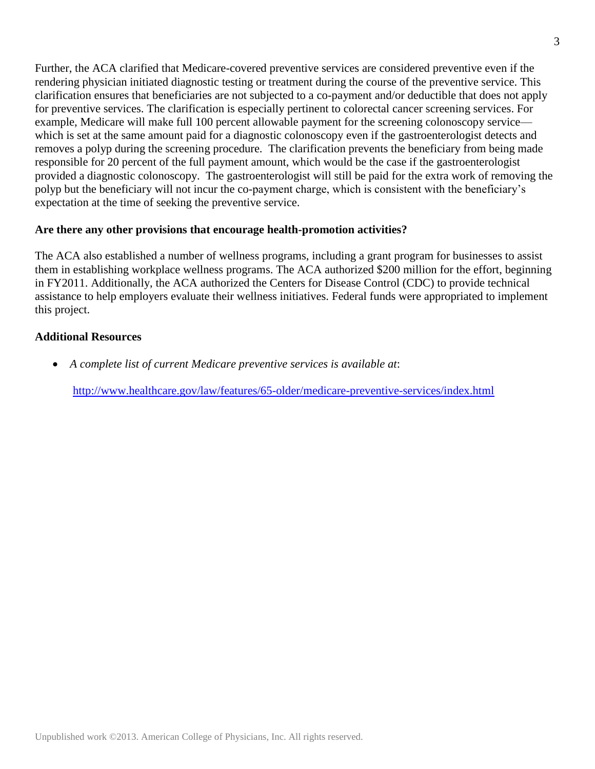Further, the ACA clarified that Medicare-covered preventive services are considered preventive even if the rendering physician initiated diagnostic testing or treatment during the course of the preventive service. This clarification ensures that beneficiaries are not subjected to a co-payment and/or deductible that does not apply for preventive services. The clarification is especially pertinent to colorectal cancer screening services. For example, Medicare will make full 100 percent allowable payment for the screening colonoscopy service—which is set at the same amount paid for a diagnostic colonoscopy even if the gastroenterologist detects and removes a polyp during the screening procedure. The clarification prevents the beneficiary from being made responsible for 20 percent of the full payment amount, which would be the case if the gastroenterologist provided a diagnostic colonoscopy. The gastroenterologist will still be paid for the extra work of removing the polyp but the beneficiary will not incur the co-payment charge, which is consistent with the beneficiary's expectation at the time of seeking the preventive service.

**Are there any other provisions that encourage health-promotion activities?**

The ACA also established a number of wellness programs, including a grant program for businesses to assist them in establishing workplace wellness programs. The ACA authorized $200 million for the effort, beginning in FY2011. Additionally, the ACA authorized the Centers for Disease Control (CDC) to provide technical assistance to help employers evaluate their wellness initiatives. Federal funds were appropriated to implement this project.

**Additional Resources**

- *A complete list of current Medicare preventive services is available at*:

  http://www.healthcare.gov/law/features/65-older/medicare-preventive-services/index.html

Unpublished work ©2013. American College of Physicians, Inc. All rights reserved.